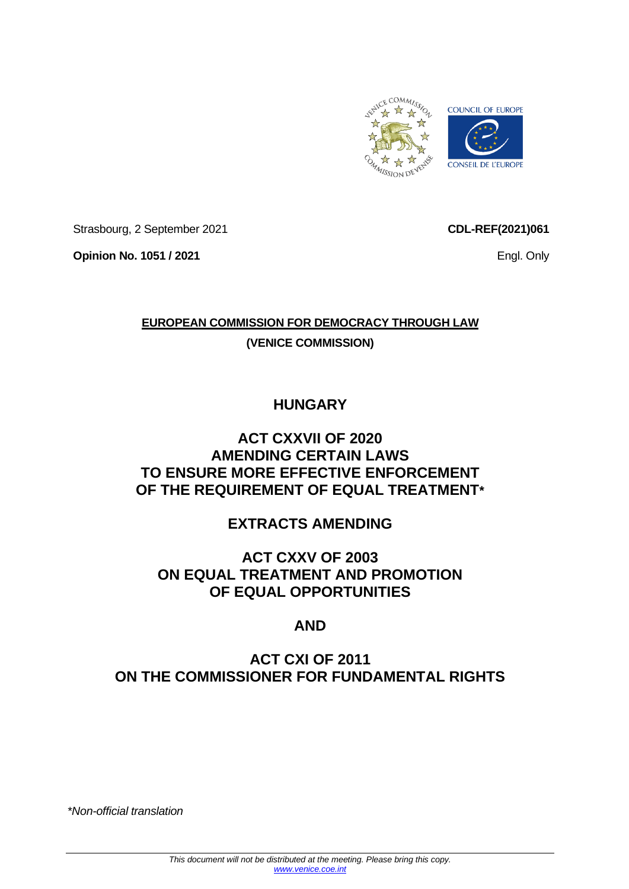Strasbourg, 2 September 2021

**CDL-REF(2021)061**

**Opinion No. 1051 / 2021**

Engl. Only

**EUROPEAN COMMISSION FOR DEMOCRACY THROUGH LAW**

**(VENICE COMMISSION)**

# HUNGARY

# ACT CXXVII OF 2020 AMENDING CERTAIN LAWS TO ENSURE MORE EFFECTIVE ENFORCEMENT OF THE REQUIREMENT OF EQUAL TREATMENT*

## EXTRACTS AMENDING

## ACT CXXV OF 2003 ON EQUAL TREATMENT AND PROMOTION OF EQUAL OPPORTUNITIES

## AND

## ACT CXI OF 2011 ON THE COMMISSIONER FOR FUNDAMENTAL RIGHTS

*\*Non-official translation*

*This document will not be distributed at the meeting. Please bring this copy.*
*www.venice.coe.int*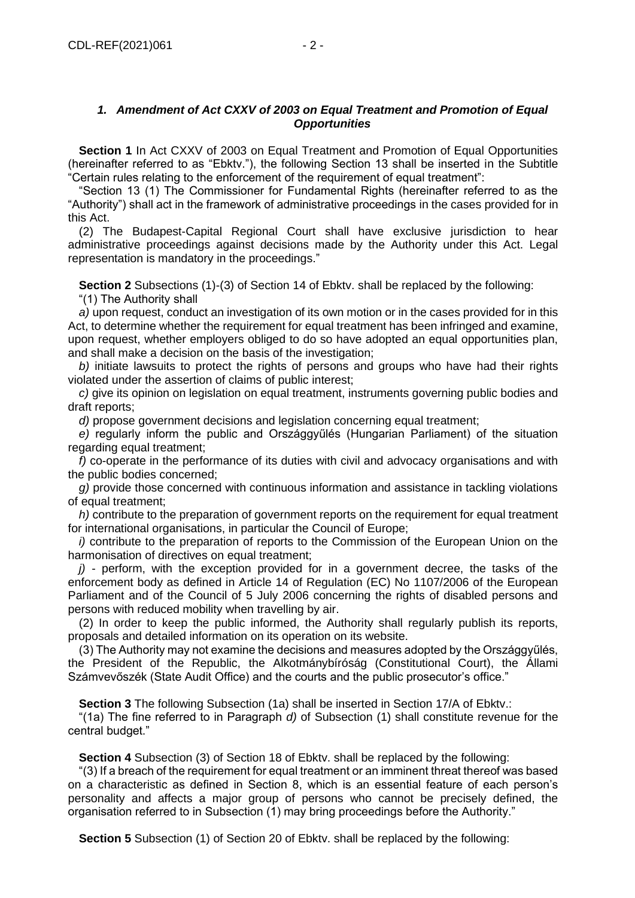### *1. Amendment of Act CXXV of 2003 on Equal Treatment and Promotion of Equal Opportunities*

**Section 1** In Act CXXV of 2003 on Equal Treatment and Promotion of Equal Opportunities (hereinafter referred to as "Ebktv."), the following Section 13 shall be inserted in the Subtitle "Certain rules relating to the enforcement of the requirement of equal treatment":

"Section 13 (1) The Commissioner for Fundamental Rights (hereinafter referred to as the "Authority") shall act in the framework of administrative proceedings in the cases provided for in this Act.

(2) The Budapest-Capital Regional Court shall have exclusive jurisdiction to hear administrative proceedings against decisions made by the Authority under this Act. Legal representation is mandatory in the proceedings."

**Section 2** Subsections (1)-(3) of Section 14 of Ebktv. shall be replaced by the following:

"(1) The Authority shall

*a)* upon request, conduct an investigation of its own motion or in the cases provided for in this Act, to determine whether the requirement for equal treatment has been infringed and examine, upon request, whether employers obliged to do so have adopted an equal opportunities plan, and shall make a decision on the basis of the investigation;

*b)* initiate lawsuits to protect the rights of persons and groups who have had their rights violated under the assertion of claims of public interest;

*c)* give its opinion on legislation on equal treatment, instruments governing public bodies and draft reports;

*d)* propose government decisions and legislation concerning equal treatment;

*e)* regularly inform the public and Országgyűlés (Hungarian Parliament) of the situation regarding equal treatment;

*f)* co-operate in the performance of its duties with civil and advocacy organisations and with the public bodies concerned;

*g)* provide those concerned with continuous information and assistance in tackling violations of equal treatment;

*h)* contribute to the preparation of government reports on the requirement for equal treatment for international organisations, in particular the Council of Europe;

*i)* contribute to the preparation of reports to the Commission of the European Union on the harmonisation of directives on equal treatment;

*j)* - perform, with the exception provided for in a government decree, the tasks of the enforcement body as defined in Article 14 of Regulation (EC) No 1107/2006 of the European Parliament and of the Council of 5 July 2006 concerning the rights of disabled persons and persons with reduced mobility when travelling by air.

(2) In order to keep the public informed, the Authority shall regularly publish its reports, proposals and detailed information on its operation on its website.

(3) The Authority may not examine the decisions and measures adopted by the Országgyűlés, the President of the Republic, the Alkotmánybíróság (Constitutional Court), the Állami Számvevőszék (State Audit Office) and the courts and the public prosecutor's office."

**Section 3** The following Subsection (1a) shall be inserted in Section 17/A of Ebktv.:

"(1a) The fine referred to in Paragraph *d)* of Subsection (1) shall constitute revenue for the central budget."

**Section 4** Subsection (3) of Section 18 of Ebktv. shall be replaced by the following:

"(3) If a breach of the requirement for equal treatment or an imminent threat thereof was based on a characteristic as defined in Section 8, which is an essential feature of each person's personality and affects a major group of persons who cannot be precisely defined, the organisation referred to in Subsection (1) may bring proceedings before the Authority."

**Section 5** Subsection (1) of Section 20 of Ebktv. shall be replaced by the following: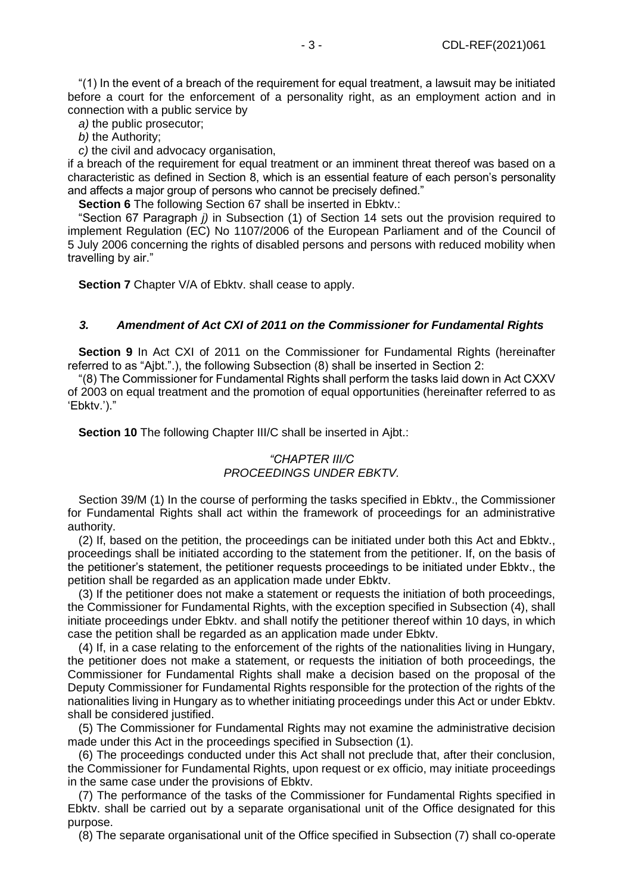"(1) In the event of a breach of the requirement for equal treatment, a lawsuit may be initiated before a court for the enforcement of a personality right, as an employment action and in connection with a public service by

*a)* the public prosecutor;

*b)* the Authority;

*c)* the civil and advocacy organisation,

if a breach of the requirement for equal treatment or an imminent threat thereof was based on a characteristic as defined in Section 8, which is an essential feature of each person's personality and affects a major group of persons who cannot be precisely defined."

**Section 6** The following Section 67 shall be inserted in Ebktv.:

"Section 67 Paragraph *j)* in Subsection (1) of Section 14 sets out the provision required to implement Regulation (EC) No 1107/2006 of the European Parliament and of the Council of 5 July 2006 concerning the rights of disabled persons and persons with reduced mobility when travelling by air."

**Section 7** Chapter V/A of Ebktv. shall cease to apply.

### *3. Amendment of Act CXI of 2011 on the Commissioner for Fundamental Rights*

**Section 9** In Act CXI of 2011 on the Commissioner for Fundamental Rights (hereinafter referred to as "Ajbt.".), the following Subsection (8) shall be inserted in Section 2:

"(8) The Commissioner for Fundamental Rights shall perform the tasks laid down in Act CXXV of 2003 on equal treatment and the promotion of equal opportunities (hereinafter referred to as 'Ebktv.')."

**Section 10** The following Chapter III/C shall be inserted in Ajbt.:

*"CHAPTER III/C*
*PROCEEDINGS UNDER EBKTV.*

Section 39/M (1) In the course of performing the tasks specified in Ebktv., the Commissioner for Fundamental Rights shall act within the framework of proceedings for an administrative authority.

(2) If, based on the petition, the proceedings can be initiated under both this Act and Ebktv., proceedings shall be initiated according to the statement from the petitioner. If, on the basis of the petitioner's statement, the petitioner requests proceedings to be initiated under Ebktv., the petition shall be regarded as an application made under Ebktv.

(3) If the petitioner does not make a statement or requests the initiation of both proceedings, the Commissioner for Fundamental Rights, with the exception specified in Subsection (4), shall initiate proceedings under Ebktv. and shall notify the petitioner thereof within 10 days, in which case the petition shall be regarded as an application made under Ebktv.

(4) If, in a case relating to the enforcement of the rights of the nationalities living in Hungary, the petitioner does not make a statement, or requests the initiation of both proceedings, the Commissioner for Fundamental Rights shall make a decision based on the proposal of the Deputy Commissioner for Fundamental Rights responsible for the protection of the rights of the nationalities living in Hungary as to whether initiating proceedings under this Act or under Ebktv. shall be considered justified.

(5) The Commissioner for Fundamental Rights may not examine the administrative decision made under this Act in the proceedings specified in Subsection (1).

(6) The proceedings conducted under this Act shall not preclude that, after their conclusion, the Commissioner for Fundamental Rights, upon request or ex officio, may initiate proceedings in the same case under the provisions of Ebktv.

(7) The performance of the tasks of the Commissioner for Fundamental Rights specified in Ebktv. shall be carried out by a separate organisational unit of the Office designated for this purpose.

(8) The separate organisational unit of the Office specified in Subsection (7) shall co-operate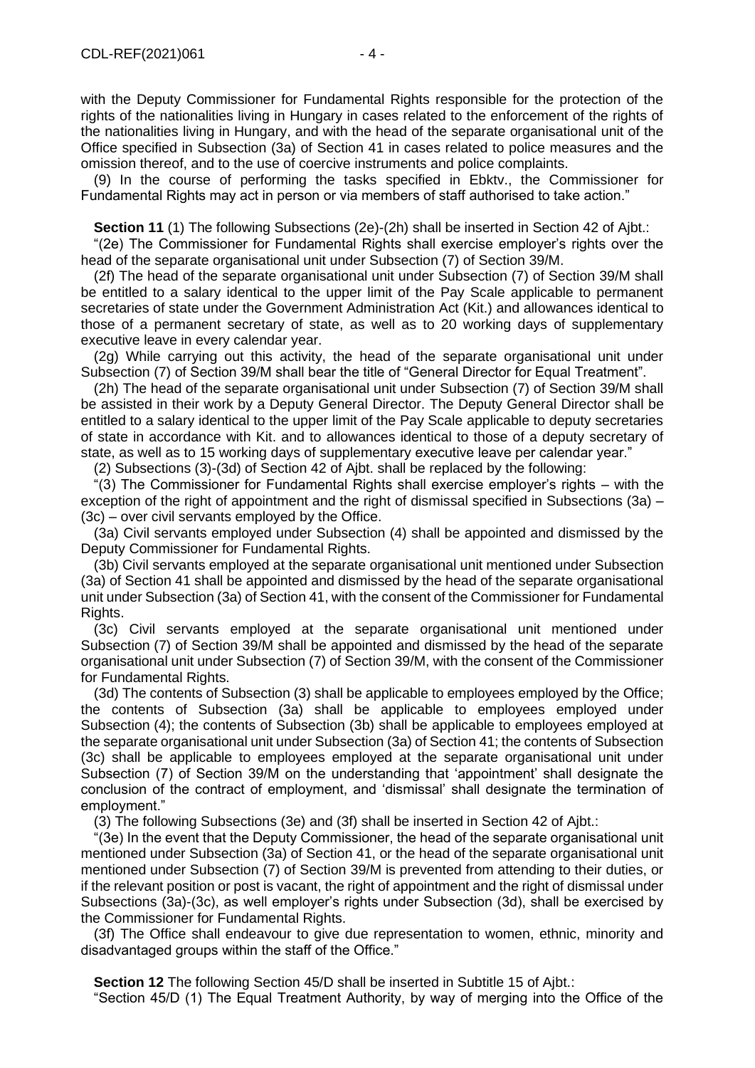with the Deputy Commissioner for Fundamental Rights responsible for the protection of the rights of the nationalities living in Hungary in cases related to the enforcement of the rights of the nationalities living in Hungary, and with the head of the separate organisational unit of the Office specified in Subsection (3a) of Section 41 in cases related to police measures and the omission thereof, and to the use of coercive instruments and police complaints.

(9) In the course of performing the tasks specified in Ebktv., the Commissioner for Fundamental Rights may act in person or via members of staff authorised to take action."

**Section 11** (1) The following Subsections (2e)-(2h) shall be inserted in Section 42 of Ajbt.:

"(2e) The Commissioner for Fundamental Rights shall exercise employer's rights over the head of the separate organisational unit under Subsection (7) of Section 39/M.

(2f) The head of the separate organisational unit under Subsection (7) of Section 39/M shall be entitled to a salary identical to the upper limit of the Pay Scale applicable to permanent secretaries of state under the Government Administration Act (Kit.) and allowances identical to those of a permanent secretary of state, as well as to 20 working days of supplementary executive leave in every calendar year.

(2g) While carrying out this activity, the head of the separate organisational unit under Subsection (7) of Section 39/M shall bear the title of "General Director for Equal Treatment".

(2h) The head of the separate organisational unit under Subsection (7) of Section 39/M shall be assisted in their work by a Deputy General Director. The Deputy General Director shall be entitled to a salary identical to the upper limit of the Pay Scale applicable to deputy secretaries of state in accordance with Kit. and to allowances identical to those of a deputy secretary of state, as well as to 15 working days of supplementary executive leave per calendar year."

(2) Subsections (3)-(3d) of Section 42 of Ajbt. shall be replaced by the following:

"(3) The Commissioner for Fundamental Rights shall exercise employer's rights – with the exception of the right of appointment and the right of dismissal specified in Subsections (3a) – (3c) – over civil servants employed by the Office.

(3a) Civil servants employed under Subsection (4) shall be appointed and dismissed by the Deputy Commissioner for Fundamental Rights.

(3b) Civil servants employed at the separate organisational unit mentioned under Subsection (3a) of Section 41 shall be appointed and dismissed by the head of the separate organisational unit under Subsection (3a) of Section 41, with the consent of the Commissioner for Fundamental Rights.

(3c) Civil servants employed at the separate organisational unit mentioned under Subsection (7) of Section 39/M shall be appointed and dismissed by the head of the separate organisational unit under Subsection (7) of Section 39/M, with the consent of the Commissioner for Fundamental Rights.

(3d) The contents of Subsection (3) shall be applicable to employees employed by the Office; the contents of Subsection (3a) shall be applicable to employees employed under Subsection (4); the contents of Subsection (3b) shall be applicable to employees employed at the separate organisational unit under Subsection (3a) of Section 41; the contents of Subsection (3c) shall be applicable to employees employed at the separate organisational unit under Subsection (7) of Section 39/M on the understanding that 'appointment' shall designate the conclusion of the contract of employment, and 'dismissal' shall designate the termination of employment."

(3) The following Subsections (3e) and (3f) shall be inserted in Section 42 of Ajbt.:

"(3e) In the event that the Deputy Commissioner, the head of the separate organisational unit mentioned under Subsection (3a) of Section 41, or the head of the separate organisational unit mentioned under Subsection (7) of Section 39/M is prevented from attending to their duties, or if the relevant position or post is vacant, the right of appointment and the right of dismissal under Subsections (3a)-(3c), as well employer's rights under Subsection (3d), shall be exercised by the Commissioner for Fundamental Rights.

(3f) The Office shall endeavour to give due representation to women, ethnic, minority and disadvantaged groups within the staff of the Office."

**Section 12** The following Section 45/D shall be inserted in Subtitle 15 of Ajbt.:

"Section 45/D (1) The Equal Treatment Authority, by way of merging into the Office of the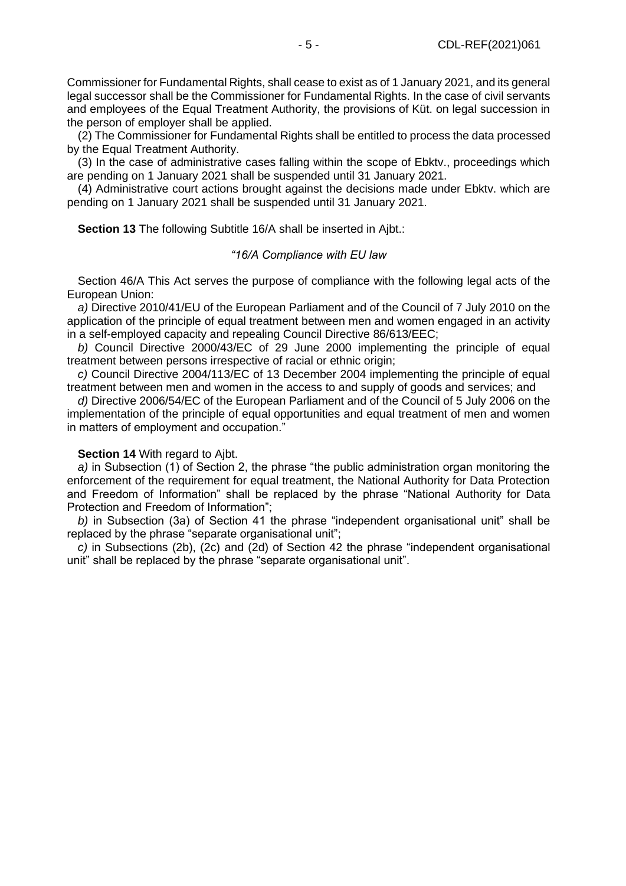Commissioner for Fundamental Rights, shall cease to exist as of 1 January 2021, and its general legal successor shall be the Commissioner for Fundamental Rights. In the case of civil servants and employees of the Equal Treatment Authority, the provisions of Küt. on legal succession in the person of employer shall be applied.

(2) The Commissioner for Fundamental Rights shall be entitled to process the data processed by the Equal Treatment Authority.

(3) In the case of administrative cases falling within the scope of Ebktv., proceedings which are pending on 1 January 2021 shall be suspended until 31 January 2021.

(4) Administrative court actions brought against the decisions made under Ebktv. which are pending on 1 January 2021 shall be suspended until 31 January 2021.

**Section 13** The following Subtitle 16/A shall be inserted in Ajbt.:

*"16/A Compliance with EU law*

Section 46/A This Act serves the purpose of compliance with the following legal acts of the European Union:

*a)* Directive 2010/41/EU of the European Parliament and of the Council of 7 July 2010 on the application of the principle of equal treatment between men and women engaged in an activity in a self-employed capacity and repealing Council Directive 86/613/EEC;

*b)* Council Directive 2000/43/EC of 29 June 2000 implementing the principle of equal treatment between persons irrespective of racial or ethnic origin;

*c)* Council Directive 2004/113/EC of 13 December 2004 implementing the principle of equal treatment between men and women in the access to and supply of goods and services; and

*d)* Directive 2006/54/EC of the European Parliament and of the Council of 5 July 2006 on the implementation of the principle of equal opportunities and equal treatment of men and women in matters of employment and occupation."

**Section 14** With regard to Ajbt.

*a)* in Subsection (1) of Section 2, the phrase "the public administration organ monitoring the enforcement of the requirement for equal treatment, the National Authority for Data Protection and Freedom of Information" shall be replaced by the phrase "National Authority for Data Protection and Freedom of Information";

*b)* in Subsection (3a) of Section 41 the phrase "independent organisational unit" shall be replaced by the phrase "separate organisational unit";

*c)* in Subsections (2b), (2c) and (2d) of Section 42 the phrase "independent organisational unit" shall be replaced by the phrase "separate organisational unit".